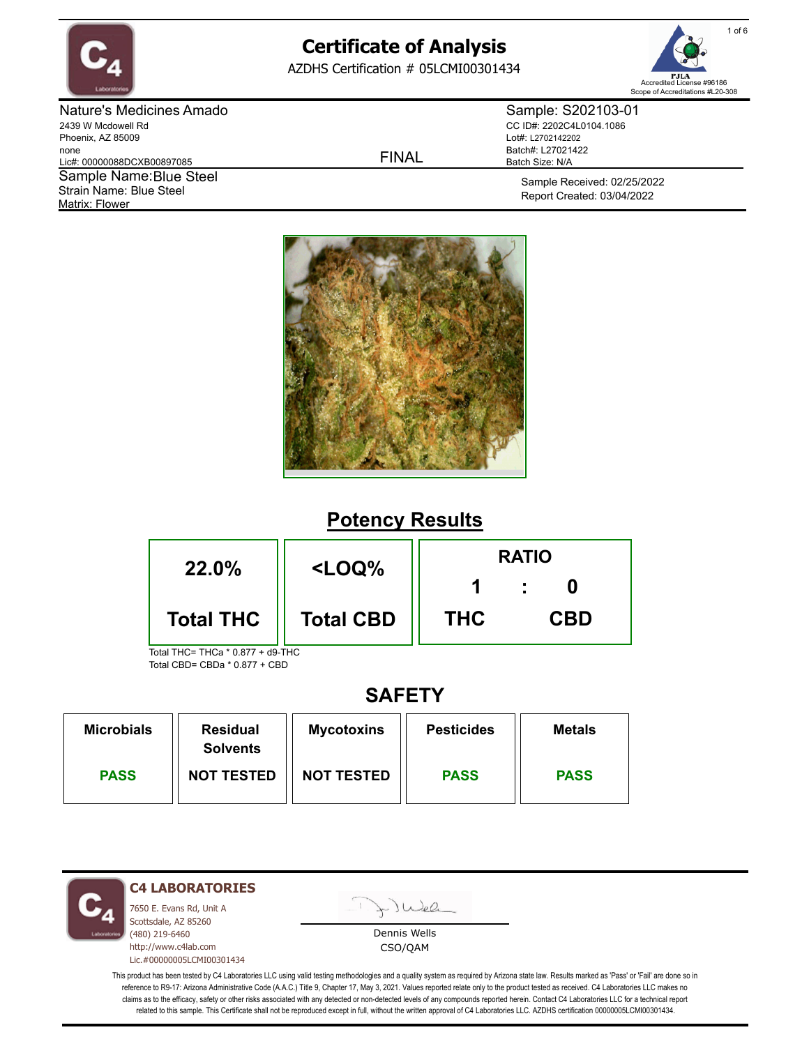# Certificate of Analysis

AZDHS Certification # 05LCMI00301434

Accredited License #96186
Scope of Accreditations #L20-308

**Nature's Medicines Amado**
2439 W Mcdowell Rd
Phoenix, AZ 85009
none
Lic#: 00000088DCXB00897085

**Sample Name:** Blue Steel
Strain Name: Blue Steel
Matrix: Flower

FINAL

**Sample:** S202103-01
CC ID#: 2202C4L0104.1086
Lot#: L2702142202
Batch#: L27021422
Batch Size: N/A

Sample Received: 02/25/2022
Report Created: 03/04/2022

## Potency Results

| 22.0% | <LOQ% | RATIO 1 : 0 |
|---|---|---|
| Total THC | Total CBD | THC : CBD |

Total THC= THCa * 0.877 + d9-THC
Total CBD= CBDa * 0.877 + CBD

## SAFETY

| Microbials | Residual Solvents | Mycotoxins | Pesticides | Metals |
|---|---|---|---|---|
| PASS | NOT TESTED | NOT TESTED | PASS | PASS |

**C4 LABORATORIES**
7650 E. Evans Rd, Unit A
Scottsdale, AZ 85260
(480) 219-6460
http://www.c4lab.com
Lic.#00000005LCMI00301434

Dennis Wells
CSO/QAM

This product has been tested by C4 Laboratories LLC using valid testing methodologies and a quality system as required by Arizona state law. Results marked as 'Pass' or 'Fail' are done so in reference to R9-17: Arizona Administrative Code (A.A.C.) Title 9, Chapter 17, May 3, 2021. Values reported relate only to the product tested as received. C4 Laboratories LLC makes no claims as to the efficacy, safety or other risks associated with any detected or non-detected levels of any compounds reported herein. Contact C4 Laboratories LLC for a technical report related to this sample. This Certificate shall not be reproduced except in full, without the written approval of C4 Laboratories LLC. AZDHS certification 00000005LCMI00301434.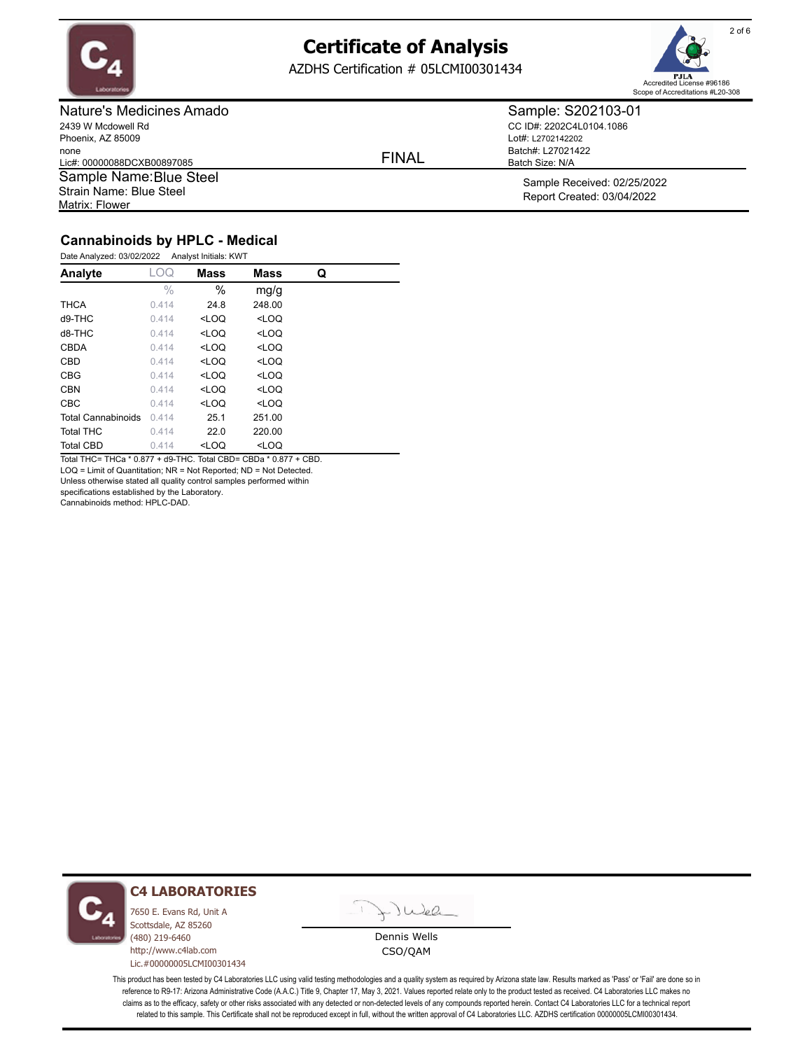# Certificate of Analysis

AZDHS Certification # 05LCMI00301434

PJLA Accredited License #96186
Scope of Accreditations #L20-308

**Nature's Medicines Amado**
2439 W Mcdowell Rd
Phoenix, AZ 85009
none
Lic#: 00000088DCXB00897085

**Sample: S202103-01**
CC ID#: 2202C4L0104.1086
Lot#: L2702142202
Batch#: L27021422
Batch Size: N/A

FINAL

Sample Name: Blue Steel
Strain Name: Blue Steel
Matrix: Flower

Sample Received: 02/25/2022
Report Created: 03/04/2022

## Cannabinoids by HPLC - Medical

Date Analyzed: 03/02/2022 Analyst Initials: KWT

| Analyte | LOQ | Mass | Mass | Q |
|---|---|---|---|---|
| | % | % | mg/g | |
| THCA | 0.414 | 24.8 | 248.00 | |
| d9-THC | 0.414 | <LOQ | <LOQ | |
| d8-THC | 0.414 | <LOQ | <LOQ | |
| CBDA | 0.414 | <LOQ | <LOQ | |
| CBD | 0.414 | <LOQ | <LOQ | |
| CBG | 0.414 | <LOQ | <LOQ | |
| CBN | 0.414 | <LOQ | <LOQ | |
| CBC | 0.414 | <LOQ | <LOQ | |
| Total Cannabinoids | 0.414 | 25.1 | 251.00 | |
| Total THC | 0.414 | 22.0 | 220.00 | |
| Total CBD | 0.414 | <LOQ | <LOQ | |

Total THC= THCa * 0.877 + d9-THC. Total CBD= CBDa * 0.877 + CBD.
LOQ = Limit of Quantitation; NR = Not Reported; ND = Not Detected.
Unless otherwise stated all quality control samples performed within specifications established by the Laboratory.
Cannabinoids method: HPLC-DAD.

**C4 LABORATORIES**
7650 E. Evans Rd, Unit A
Scottsdale, AZ 85260
(480) 219-6460
http://www.c4lab.com
Lic.#00000005LCMI00301434

Dennis Wells
CSO/QAM

This product has been tested by C4 Laboratories LLC using valid testing methodologies and a quality system as required by Arizona state law. Results marked as 'Pass' or 'Fail' are done so in reference to R9-17: Arizona Administrative Code (A.A.C.) Title 9, Chapter 17, May 3, 2021. Values reported relate only to the product tested as received. C4 Laboratories LLC makes no claims as to the efficacy, safety or other risks associated with any detected or non-detected levels of any compounds reported herein. Contact C4 Laboratories LLC for a technical report related to this sample. This Certificate shall not be reproduced except in full, without the written approval of C4 Laboratories LLC. AZDHS certification 00000005LCMI00301434.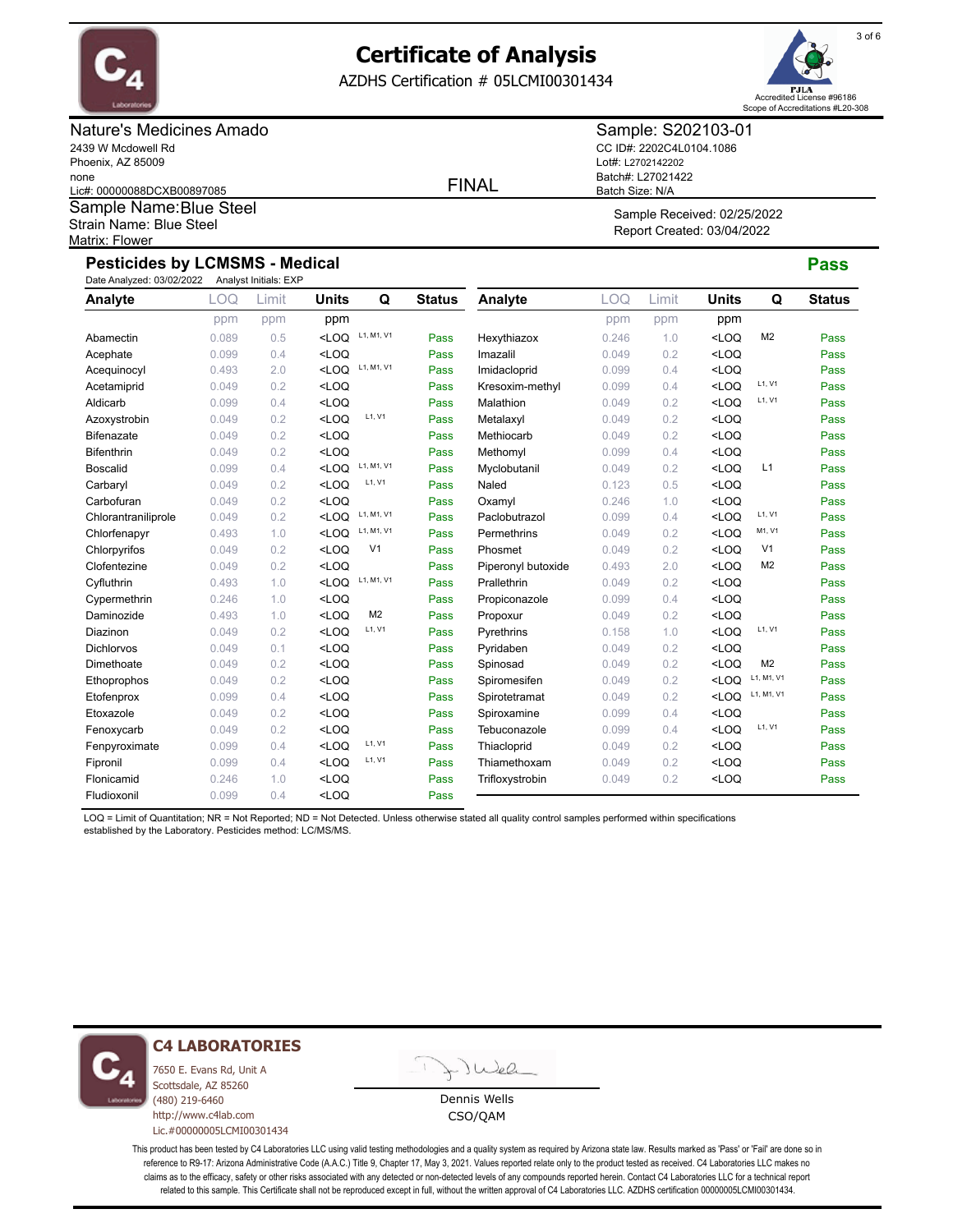# Certificate of Analysis

AZDHS Certification # 05LCMI00301434

PJLA Accredited License #96186
Scope of Accreditations #L20-308

**Nature's Medicines Amado**
2439 W Mcdowell Rd
Phoenix, AZ 85009
none
Lic#: 00000088DCXB00897085

**Sample Name:Blue Steel**
Strain Name: Blue Steel
Matrix: Flower

FINAL

**Sample: S202103-01**
CC ID#: 2202C4L0104.1086
Lot#: L2702142202
Batch#: L27021422
Batch Size: N/A

Sample Received: 02/25/2022
Report Created: 03/04/2022

## Pesticides by LCMSMS - Medical

**Pass**

Date Analyzed: 03/02/2022 Analyst Initials: EXP

| Analyte | LOQ | Limit | Units | Q | Status |
|---|---|---|---|---|---|
| | ppm | ppm | ppm | | |
| Abamectin | 0.089 | 0.5 | <LOQ | L1, M1, V1 | Pass |
| Acephate | 0.099 | 0.4 | <LOQ | | Pass |
| Acequinocyl | 0.493 | 2.0 | <LOQ | L1, M1, V1 | Pass |
| Acetamiprid | 0.049 | 0.2 | <LOQ | | Pass |
| Aldicarb | 0.099 | 0.4 | <LOQ | | Pass |
| Azoxystrobin | 0.049 | 0.2 | <LOQ | L1, V1 | Pass |
| Bifenazate | 0.049 | 0.2 | <LOQ | | Pass |
| Bifenthrin | 0.049 | 0.2 | <LOQ | | Pass |
| Boscalid | 0.099 | 0.4 | <LOQ | L1, M1, V1 | Pass |
| Carbaryl | 0.049 | 0.2 | <LOQ | L1, V1 | Pass |
| Carbofuran | 0.049 | 0.2 | <LOQ | | Pass |
| Chlorantraniliprole | 0.049 | 0.2 | <LOQ | L1, M1, V1 | Pass |
| Chlorfenapyr | 0.493 | 1.0 | <LOQ | L1, M1, V1 | Pass |
| Chlorpyrifos | 0.049 | 0.2 | <LOQ | V1 | Pass |
| Clofentezine | 0.049 | 0.2 | <LOQ | | Pass |
| Cyfluthrin | 0.493 | 1.0 | <LOQ | L1, M1, V1 | Pass |
| Cypermethrin | 0.246 | 1.0 | <LOQ | | Pass |
| Daminozide | 0.493 | 1.0 | <LOQ | M2 | Pass |
| Diazinon | 0.049 | 0.2 | <LOQ | L1, V1 | Pass |
| Dichlorvos | 0.049 | 0.1 | <LOQ | | Pass |
| Dimethoate | 0.049 | 0.2 | <LOQ | | Pass |
| Ethoprophos | 0.049 | 0.2 | <LOQ | | Pass |
| Etofenprox | 0.099 | 0.4 | <LOQ | | Pass |
| Etoxazole | 0.049 | 0.2 | <LOQ | | Pass |
| Fenoxycarb | 0.049 | 0.2 | <LOQ | | Pass |
| Fenpyroximate | 0.099 | 0.4 | <LOQ | L1, V1 | Pass |
| Fipronil | 0.099 | 0.4 | <LOQ | L1, V1 | Pass |
| Flonicamid | 0.246 | 1.0 | <LOQ | | Pass |
| Fludioxonil | 0.099 | 0.4 | <LOQ | | Pass |
| Hexythiazox | 0.246 | 1.0 | <LOQ | M2 | Pass |
| Imazalil | 0.049 | 0.2 | <LOQ | | Pass |
| Imidacloprid | 0.099 | 0.4 | <LOQ | | Pass |
| Kresoxim-methyl | 0.099 | 0.4 | <LOQ | L1, V1 | Pass |
| Malathion | 0.049 | 0.2 | <LOQ | L1, V1 | Pass |
| Metalaxyl | 0.049 | 0.2 | <LOQ | | Pass |
| Methiocarb | 0.049 | 0.2 | <LOQ | | Pass |
| Methomyl | 0.099 | 0.4 | <LOQ | | Pass |
| Myclobutanil | 0.049 | 0.2 | <LOQ | L1 | Pass |
| Naled | 0.123 | 0.5 | <LOQ | | Pass |
| Oxamyl | 0.246 | 1.0 | <LOQ | | Pass |
| Paclobutrazol | 0.099 | 0.4 | <LOQ | L1, V1 | Pass |
| Permethrins | 0.049 | 0.2 | <LOQ | M1, V1 | Pass |
| Phosmet | 0.049 | 0.2 | <LOQ | V1 | Pass |
| Piperonyl butoxide | 0.493 | 2.0 | <LOQ | M2 | Pass |
| Prallethrin | 0.049 | 0.2 | <LOQ | | Pass |
| Propiconazole | 0.099 | 0.4 | <LOQ | | Pass |
| Propoxur | 0.049 | 0.2 | <LOQ | | Pass |
| Pyrethrins | 0.158 | 1.0 | <LOQ | L1, V1 | Pass |
| Pyridaben | 0.049 | 0.2 | <LOQ | | Pass |
| Spinosad | 0.049 | 0.2 | <LOQ | M2 | Pass |
| Spiromesifen | 0.049 | 0.2 | <LOQ | L1, M1, V1 | Pass |
| Spirotetramat | 0.049 | 0.2 | <LOQ | L1, M1, V1 | Pass |
| Spiroxamine | 0.099 | 0.4 | <LOQ | | Pass |
| Tebuconazole | 0.099 | 0.4 | <LOQ | L1, V1 | Pass |
| Thiacloprid | 0.049 | 0.2 | <LOQ | | Pass |
| Thiamethoxam | 0.049 | 0.2 | <LOQ | | Pass |
| Trifloxystrobin | 0.049 | 0.2 | <LOQ | | Pass |

LOQ = Limit of Quantitation; NR = Not Reported; ND = Not Detected. Unless otherwise stated all quality control samples performed within specifications established by the Laboratory. Pesticides method: LC/MS/MS.

**C4 LABORATORIES**
7650 E. Evans Rd, Unit A
Scottsdale, AZ 85260
(480) 219-6460
http://www.c4lab.com
Lic.#00000005LCMI00301434

Dennis Wells
CSO/QAM

This product has been tested by C4 Laboratories LLC using valid testing methodologies and a quality system as required by Arizona state law. Results marked as 'Pass' or 'Fail' are done so in reference to R9-17: Arizona Administrative Code (A.A.C.) Title 9, Chapter 17, May 3, 2021. Values reported relate only to the product tested as received. C4 Laboratories LLC makes no claims as to the efficacy, safety or other risks associated with any detected or non-detected levels of any compounds reported herein. Contact C4 Laboratories LLC for a technical report related to this sample. This Certificate shall not be reproduced except in full, without the written approval of C4 Laboratories LLC. AZDHS certification 00000005LCMI00301434.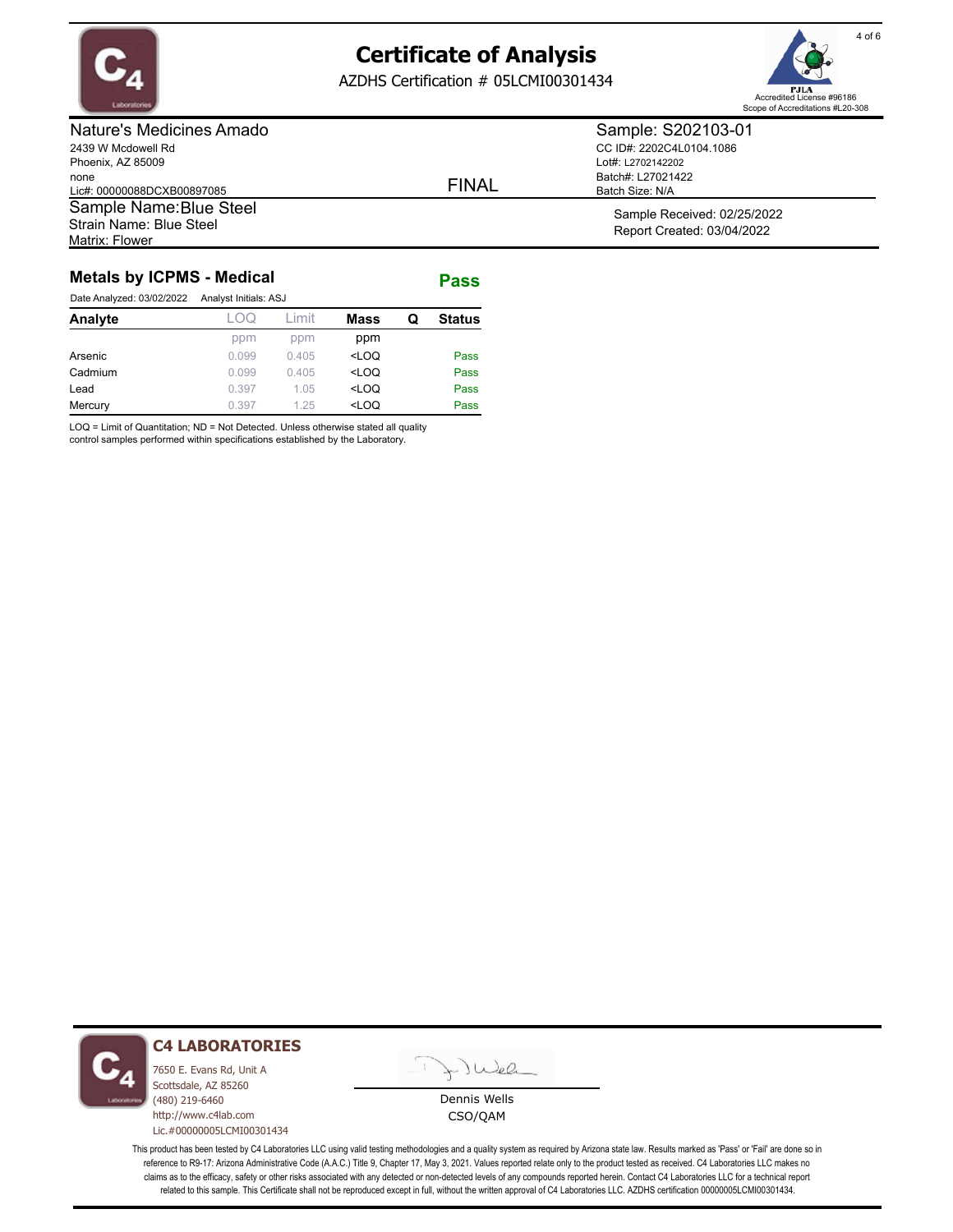# Certificate of Analysis

AZDHS Certification # 05LCMI00301434

Accredited License #96186
Scope of Accreditations #L20-308

**Nature's Medicines Amado**
2439 W Mcdowell Rd
Phoenix, AZ 85009
none
Lic#: 00000088DCXB00897085

**Sample Name:** Blue Steel
Strain Name: Blue Steel
Matrix: Flower

FINAL

**Sample: S202103-01**
CC ID#: 2202C4L0104.1086
Lot#: L2702142202
Batch#: L27021422
Batch Size: N/A

Sample Received: 02/25/2022
Report Created: 03/04/2022

## Metals by ICPMS - Medical

**Pass**

Date Analyzed: 03/02/2022 Analyst Initials: ASJ

| Analyte | LOQ | Limit | Mass | Q | Status |
|---|---|---|---|---|---|
| | ppm | ppm | ppm | | |
| Arsenic | 0.099 | 0.405 | <LOQ | | Pass |
| Cadmium | 0.099 | 0.405 | <LOQ | | Pass |
| Lead | 0.397 | 1.05 | <LOQ | | Pass |
| Mercury | 0.397 | 1.25 | <LOQ | | Pass |

LOQ = Limit of Quantitation; ND = Not Detected. Unless otherwise stated all quality control samples performed within specifications established by the Laboratory.

**C4 LABORATORIES**
7650 E. Evans Rd, Unit A
Scottsdale, AZ 85260
(480) 219-6460
http://www.c4lab.com
Lic.#00000005LCMI00301434

Dennis Wells
CSO/QAM

This product has been tested by C4 Laboratories LLC using valid testing methodologies and a quality system as required by Arizona state law. Results marked as 'Pass' or 'Fail' are done so in reference to R9-17: Arizona Administrative Code (A.A.C.) Title 9, Chapter 17, May 3, 2021. Values reported relate only to the product tested as received. C4 Laboratories LLC makes no claims as to the efficacy, safety or other risks associated with any detected or non-detected levels of any compounds reported herein. Contact C4 Laboratories LLC for a technical report related to this sample. This Certificate shall not be reproduced except in full, without the written approval of C4 Laboratories LLC. AZDHS certification 00000005LCMI00301434.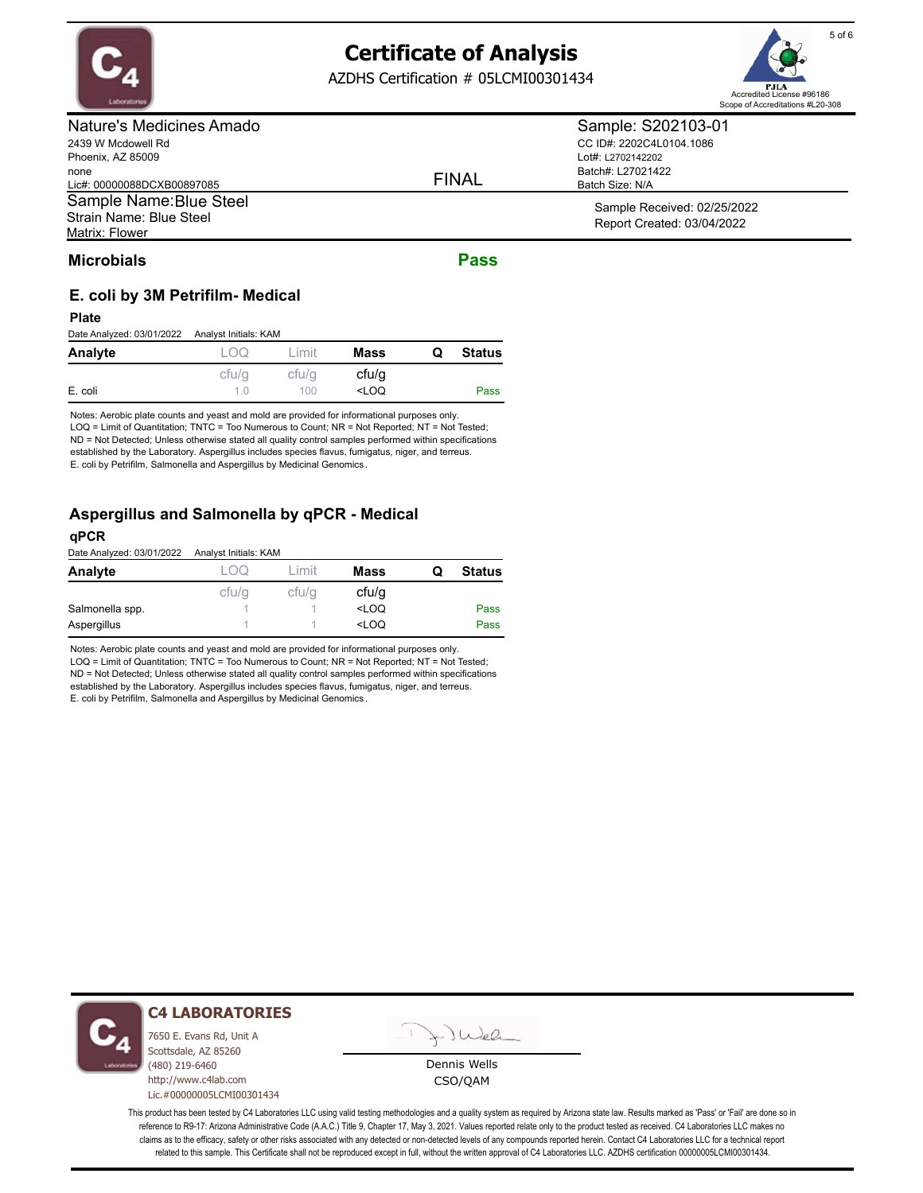# Certificate of Analysis

AZDHS Certification # 05LCMI00301434

PJLA Accredited License #96186
Scope of Accreditations #L20-308

**Nature's Medicines Amado**
2439 W Mcdowell Rd
Phoenix, AZ 85009
none
Lic#: 00000088DCXB00897085

**Sample Name:** Blue Steel
Strain Name: Blue Steel
Matrix: Flower

FINAL

**Sample: S202103-01**
CC ID#: 2202C4L0104.1086
Lot#: L2702142202
Batch#: L27021422
Batch Size: N/A

Sample Received: 02/25/2022
Report Created: 03/04/2022

## Microbials — Pass

### E. coli by 3M Petrifilm- Medical

**Plate**

Date Analyzed: 03/01/2022  Analyst Initials: KAM

| Analyte | LOQ | Limit | Mass | Q | Status |
|---|---|---|---|---|---|
| | cfu/g | cfu/g | cfu/g | | |
| E. coli | 1.0 | 100 | <LOQ | | Pass |

Notes: Aerobic plate counts and yeast and mold are provided for informational purposes only.
LOQ = Limit of Quantitation; TNTC = Too Numerous to Count; NR = Not Reported; NT = Not Tested;
ND = Not Detected; Unless otherwise stated all quality control samples performed within specifications established by the Laboratory. Aspergillus includes species flavus, fumigatus, niger, and terreus.
E. coli by Petrifilm, Salmonella and Aspergillus by Medicinal Genomics.

### Aspergillus and Salmonella by qPCR - Medical

**qPCR**

Date Analyzed: 03/01/2022  Analyst Initials: KAM

| Analyte | LOQ | Limit | Mass | Q | Status |
|---|---|---|---|---|---|
| | cfu/g | cfu/g | cfu/g | | |
| Salmonella spp. | 1 | 1 | <LOQ | | Pass |
| Aspergillus | 1 | 1 | <LOQ | | Pass |

Notes: Aerobic plate counts and yeast and mold are provided for informational purposes only.
LOQ = Limit of Quantitation; TNTC = Too Numerous to Count; NR = Not Reported; NT = Not Tested;
ND = Not Detected; Unless otherwise stated all quality control samples performed within specifications established by the Laboratory. Aspergillus includes species flavus, fumigatus, niger, and terreus.
E. coli by Petrifilm, Salmonella and Aspergillus by Medicinal Genomics.

**C4 LABORATORIES**
7650 E. Evans Rd, Unit A
Scottsdale, AZ 85260
(480) 219-6460
http://www.c4lab.com
Lic.#00000005LCMI00301434

Dennis Wells
CSO/QAM

This product has been tested by C4 Laboratories LLC using valid testing methodologies and a quality system as required by Arizona state law. Results marked as 'Pass' or 'Fail' are done so in reference to R9-17: Arizona Administrative Code (A.A.C.) Title 9, Chapter 17, May 3, 2021. Values reported relate only to the product tested as received. C4 Laboratories LLC makes no claims as to the efficacy, safety or other risks associated with any detected or non-detected levels of any compounds reported herein. Contact C4 Laboratories LLC for a technical report related to this sample. This Certificate shall not be reproduced except in full, without the written approval of C4 Laboratories LLC. AZDHS certification 00000005LCMI00301434.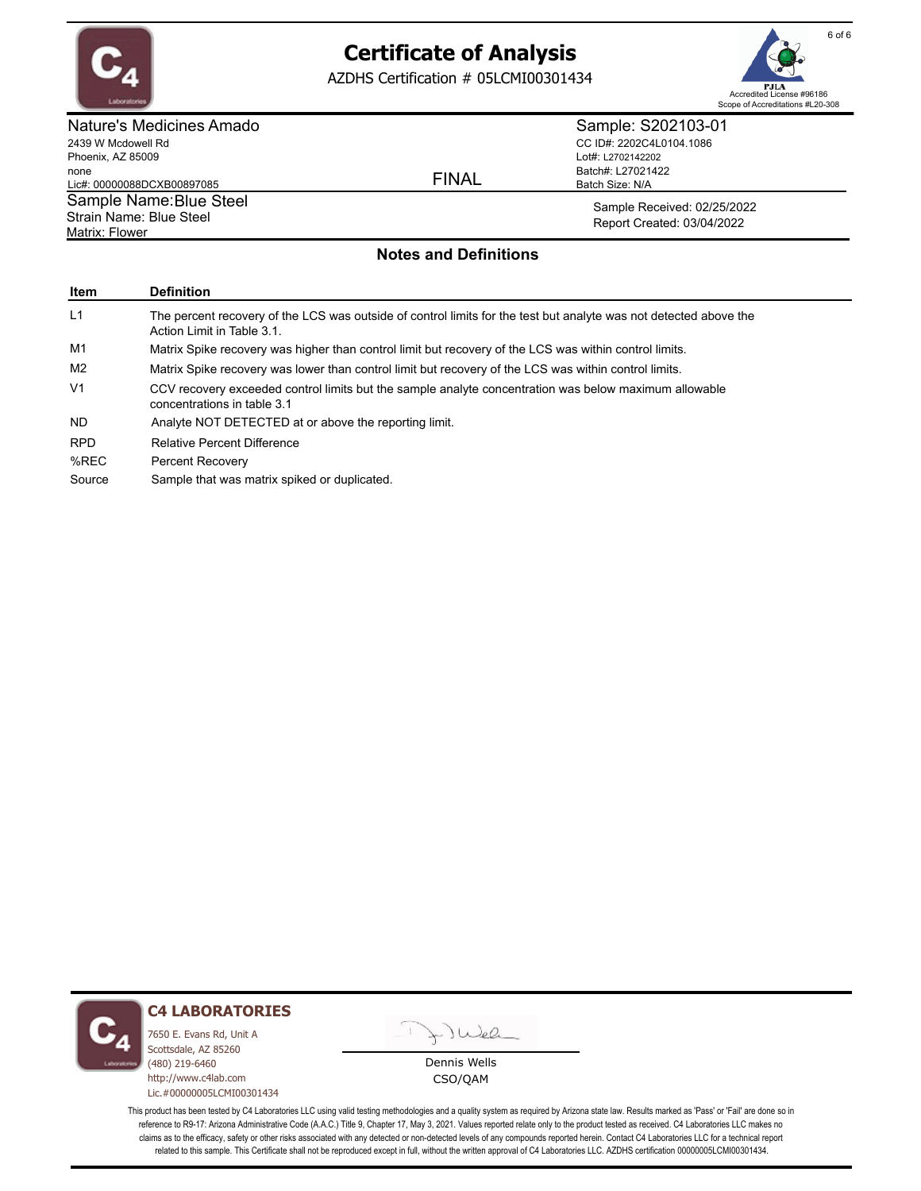# Certificate of Analysis

AZDHS Certification # 05LCMI00301434

Accredited License #96186
Scope of Accreditations #L20-308

**Nature's Medicines Amado**
2439 W Mcdowell Rd
Phoenix, AZ 85009
none
Lic#: 00000088DCXB00897085

FINAL

**Sample: S202103-01**
CC ID#: 2202C4L0104.1086
Lot#: L2702142202
Batch#: L27021422
Batch Size: N/A

Sample Name: Blue Steel
Strain Name: Blue Steel
Matrix: Flower

Sample Received: 02/25/2022
Report Created: 03/04/2022

## Notes and Definitions

| Item | Definition |
|---|---|
| L1 | The percent recovery of the LCS was outside of control limits for the test but analyte was not detected above the Action Limit in Table 3.1. |
| M1 | Matrix Spike recovery was higher than control limit but recovery of the LCS was within control limits. |
| M2 | Matrix Spike recovery was lower than control limit but recovery of the LCS was within control limits. |
| V1 | CCV recovery exceeded control limits but the sample analyte concentration was below maximum allowable concentrations in table 3.1 |
| ND | Analyte NOT DETECTED at or above the reporting limit. |
| RPD | Relative Percent Difference |
| %REC | Percent Recovery |
| Source | Sample that was matrix spiked or duplicated. |

**C4 LABORATORIES**
7650 E. Evans Rd, Unit A
Scottsdale, AZ 85260
(480) 219-6460
http://www.c4lab.com
Lic.#00000005LCMI00301434

Dennis Wells
CSO/QAM

This product has been tested by C4 Laboratories LLC using valid testing methodologies and a quality system as required by Arizona state law. Results marked as 'Pass' or 'Fail' are done so in reference to R9-17: Arizona Administrative Code (A.A.C.) Title 9, Chapter 17, May 3, 2021. Values reported relate only to the product tested as received. C4 Laboratories LLC makes no claims as to the efficacy, safety or other risks associated with any detected or non-detected levels of any compounds reported herein. Contact C4 Laboratories LLC for a technical report related to this sample. This Certificate shall not be reproduced except in full, without the written approval of C4 Laboratories LLC. AZDHS certification 00000005LCMI00301434.